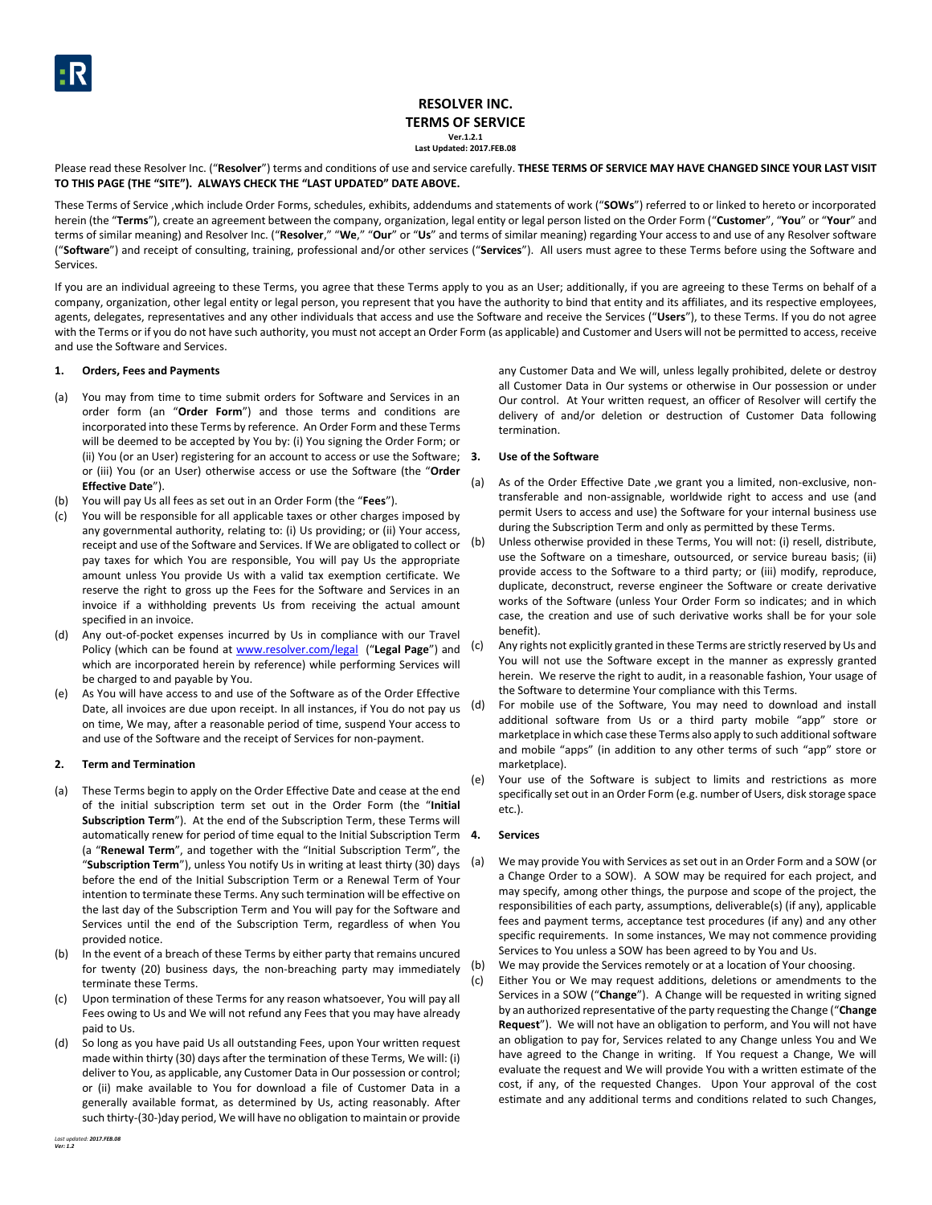# RESOLVER INC.

## TERMS OF SERVICE

**Ver.1.2.1**
**Last Updated: 2017.FEB.08**

Please read these Resolver Inc. ("**Resolver**") terms and conditions of use and service carefully. **THESE TERMS OF SERVICE MAY HAVE CHANGED SINCE YOUR LAST VISIT TO THIS PAGE (THE "SITE"). ALWAYS CHECK THE "LAST UPDATED" DATE ABOVE.**

These Terms of Service ,which include Order Forms, schedules, exhibits, addendums and statements of work ("**SOWs**") referred to or linked to hereto or incorporated herein (the "**Terms**"), create an agreement between the company, organization, legal entity or legal person listed on the Order Form ("**Customer**", "**You**" or "**Your**" and terms of similar meaning) and Resolver Inc. ("**Resolver**," "**We**," "**Our**" or "**Us**" and terms of similar meaning) regarding Your access to and use of any Resolver software ("**Software**") and receipt of consulting, training, professional and/or other services ("**Services**"). All users must agree to these Terms before using the Software and Services.

If you are an individual agreeing to these Terms, you agree that these Terms apply to you as an User; additionally, if you are agreeing to these Terms on behalf of a company, organization, other legal entity or legal person, you represent that you have the authority to bind that entity and its affiliates, and its respective employees, agents, delegates, representatives and any other individuals that access and use the Software and receive the Services ("**Users**"), to these Terms. If you do not agree with the Terms or if you do not have such authority, you must not accept an Order Form (as applicable) and Customer and Users will not be permitted to access, receive and use the Software and Services.

### 1. Orders, Fees and Payments

(a) You may from time to time submit orders for Software and Services in an order form (an "**Order Form**") and those terms and conditions are incorporated into these Terms by reference. An Order Form and these Terms will be deemed to be accepted by You by: (i) You signing the Order Form; or (ii) You (or an User) registering for an account to access or use the Software; or (iii) You (or an User) otherwise access or use the Software (the "**Order Effective Date**").

(b) You will pay Us all fees as set out in an Order Form (the "**Fees**").

(c) You will be responsible for all applicable taxes or other charges imposed by any governmental authority, relating to: (i) Us providing; or (ii) Your access, receipt and use of the Software and Services. If We are obligated to collect or pay taxes for which You are responsible, You will pay Us the appropriate amount unless You provide Us with a valid tax exemption certificate. We reserve the right to gross up the Fees for the Software and Services in an invoice if a withholding prevents Us from receiving the actual amount specified in an invoice.

(d) Any out-of-pocket expenses incurred by Us in compliance with our Travel Policy (which can be found at www.resolver.com/legal ("**Legal Page**") and which are incorporated herein by reference) while performing Services will be charged to and payable by You.

(e) As You will have access to and use of the Software as of the Order Effective Date, all invoices are due upon receipt. In all instances, if You do not pay us on time, We may, after a reasonable period of time, suspend Your access to and use of the Software and the receipt of Services for non-payment.

### 2. Term and Termination

(a) These Terms begin to apply on the Order Effective Date and cease at the end of the initial subscription term set out in the Order Form (the "**Initial Subscription Term**"). At the end of the Subscription Term, these Terms will automatically renew for period of time equal to the Initial Subscription Term (a "**Renewal Term**", and together with the "Initial Subscription Term", the "**Subscription Term**"), unless You notify Us in writing at least thirty (30) days before the end of the Initial Subscription Term or a Renewal Term of Your intention to terminate these Terms. Any such termination will be effective on the last day of the Subscription Term and You will pay for the Software and Services until the end of the Subscription Term, regardless of when You provided notice.

(b) In the event of a breach of these Terms by either party that remains uncured for twenty (20) business days, the non-breaching party may immediately terminate these Terms.

(c) Upon termination of these Terms for any reason whatsoever, You will pay all Fees owing to Us and We will not refund any Fees that you may have already paid to Us.

(d) So long as you have paid Us all outstanding Fees, upon Your written request made within thirty (30) days after the termination of these Terms, We will: (i) deliver to You, as applicable, any Customer Data in Our possession or control; or (ii) make available to You for download a file of Customer Data in a generally available format, as determined by Us, acting reasonably. After such thirty-(30-)day period, We will have no obligation to maintain or provide any Customer Data and We will, unless legally prohibited, delete or destroy all Customer Data in Our systems or otherwise in Our possession or under Our control. At Your written request, an officer of Resolver will certify the delivery of and/or deletion or destruction of Customer Data following termination.

### 3. Use of the Software

(a) As of the Order Effective Date ,we grant you a limited, non-exclusive, non-transferable and non-assignable, worldwide right to access and use (and permit Users to access and use) the Software for your internal business use during the Subscription Term and only as permitted by these Terms.

(b) Unless otherwise provided in these Terms, You will not: (i) resell, distribute, use the Software on a timeshare, outsourced, or service bureau basis; (ii) provide access to the Software to a third party; or (iii) modify, reproduce, duplicate, deconstruct, reverse engineer the Software or create derivative works of the Software (unless Your Order Form so indicates; and in which case, the creation and use of such derivative works shall be for your sole benefit).

(c) Any rights not explicitly granted in these Terms are strictly reserved by Us and You will not use the Software except in the manner as expressly granted herein. We reserve the right to audit, in a reasonable fashion, Your usage of the Software to determine Your compliance with this Terms.

(d) For mobile use of the Software, You may need to download and install additional software from Us or a third party mobile "app" store or marketplace in which case these Terms also apply to such additional software and mobile "apps" (in addition to any other terms of such "app" store or marketplace).

(e) Your use of the Software is subject to limits and restrictions as more specifically set out in an Order Form (e.g. number of Users, disk storage space etc.).

### 4. Services

(a) We may provide You with Services as set out in an Order Form and a SOW (or a Change Order to a SOW). A SOW may be required for each project, and may specify, among other things, the purpose and scope of the project, the responsibilities of each party, assumptions, deliverable(s) (if any), applicable fees and payment terms, acceptance test procedures (if any) and any other specific requirements. In some instances, We may not commence providing Services to You unless a SOW has been agreed to by You and Us.

(b) We may provide the Services remotely or at a location of Your choosing.

(c) Either You or We may request additions, deletions or amendments to the Services in a SOW ("**Change**"). A Change will be requested in writing signed by an authorized representative of the party requesting the Change ("**Change Request**"). We will not have an obligation to perform, and You will not have an obligation to pay for, Services related to any Change unless You and We have agreed to the Change in writing. If You request a Change, We will evaluate the request and We will provide You with a written estimate of the cost, if any, of the requested Changes. Upon Your approval of the cost estimate and any additional terms and conditions related to such Changes,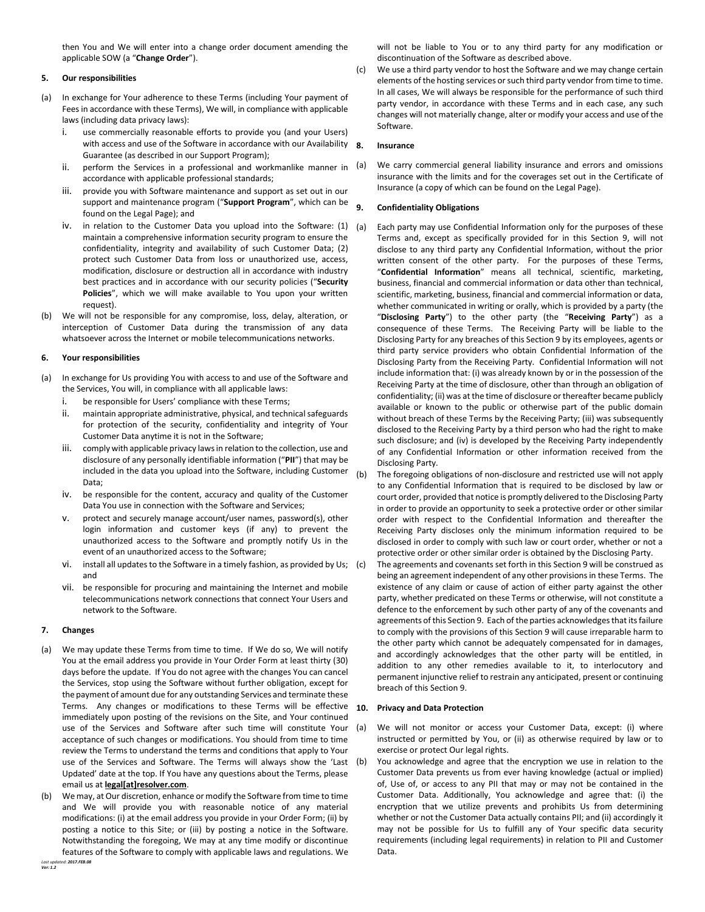then You and We will enter into a change order document amending the applicable SOW (a "**Change Order**").

## 5. Our responsibilities

(a) In exchange for Your adherence to these Terms (including Your payment of Fees in accordance with these Terms), We will, in compliance with applicable laws (including data privacy laws):

   i. use commercially reasonable efforts to provide you (and your Users) with access and use of the Software in accordance with our Availability Guarantee (as described in our Support Program);

   ii. perform the Services in a professional and workmanlike manner in accordance with applicable professional standards;

   iii. provide you with Software maintenance and support as set out in our support and maintenance program ("**Support Program**", which can be found on the Legal Page); and

   iv. in relation to the Customer Data you upload into the Software: (1) maintain a comprehensive information security program to ensure the confidentiality, integrity and availability of such Customer Data; (2) protect such Customer Data from loss or unauthorized use, access, modification, disclosure or destruction all in accordance with industry best practices and in accordance with our security policies ("**Security Policies**", which we will make available to You upon your written request).

(b) We will not be responsible for any compromise, loss, delay, alteration, or interception of Customer Data during the transmission of any data whatsoever across the Internet or mobile telecommunications networks.

## 6. Your responsibilities

(a) In exchange for Us providing You with access to and use of the Software and the Services, You will, in compliance with all applicable laws:

   i. be responsible for Users' compliance with these Terms;

   ii. maintain appropriate administrative, physical, and technical safeguards for protection of the security, confidentiality and integrity of Your Customer Data anytime it is not in the Software;

   iii. comply with applicable privacy laws in relation to the collection, use and disclosure of any personally identifiable information ("**PII**") that may be included in the data you upload into the Software, including Customer Data;

   iv. be responsible for the content, accuracy and quality of the Customer Data You use in connection with the Software and Services;

   v. protect and securely manage account/user names, password(s), other login information and customer keys (if any) to prevent the unauthorized access to the Software and promptly notify Us in the event of an unauthorized access to the Software;

   vi. install all updates to the Software in a timely fashion, as provided by Us; and

   vii. be responsible for procuring and maintaining the Internet and mobile telecommunications network connections that connect Your Users and network to the Software.

## 7. Changes

(a) We may update these Terms from time to time. If We do so, We will notify You at the email address you provide in Your Order Form at least thirty (30) days before the update. If You do not agree with the changes You can cancel the Services, stop using the Software without further obligation, except for the payment of amount due for any outstanding Services and terminate these Terms. Any changes or modifications to these Terms will be effective immediately upon posting of the revisions on the Site, and Your continued use of the Services and Software after such time will constitute Your acceptance of such changes or modifications. You should from time to time review the Terms to understand the terms and conditions that apply to Your use of the Services and Software. The Terms will always show the 'Last Updated' date at the top. If You have any questions about the Terms, please email us at **legal[at]resolver.com**.

(b) We may, at Our discretion, enhance or modify the Software from time to time and We will provide you with reasonable notice of any material modifications: (i) at the email address you provide in your Order Form; (ii) by posting a notice to this Site; or (iii) by posting a notice in the Software. Notwithstanding the foregoing, We may at any time modify or discontinue features of the Software to comply with applicable laws and regulations. We will not be liable to You or to any third party for any modification or discontinuation of the Software as described above.

(c) We use a third party vendor to host the Software and we may change certain elements of the hosting services or such third party vendor from time to time. In all cases, We will always be responsible for the performance of such third party vendor, in accordance with these Terms and in each case, any such changes will not materially change, alter or modify your access and use of the Software.

## 8. Insurance

(a) We carry commercial general liability insurance and errors and omissions insurance with the limits and for the coverages set out in the Certificate of Insurance (a copy of which can be found on the Legal Page).

## 9. Confidentiality Obligations

(a) Each party may use Confidential Information only for the purposes of these Terms and, except as specifically provided for in this Section 9, will not disclose to any third party any Confidential Information, without the prior written consent of the other party. For the purposes of these Terms, "**Confidential Information**" means all technical, scientific, marketing, business, financial and commercial information or data other than technical, scientific, marketing, business, financial and commercial information or data, whether communicated in writing or orally, which is provided by a party (the "**Disclosing Party**") to the other party (the "**Receiving Party**") as a consequence of these Terms. The Receiving Party will be liable to the Disclosing Party for any breaches of this Section 9 by its employees, agents or third party service providers who obtain Confidential Information of the Disclosing Party from the Receiving Party. Confidential Information will not include information that: (i) was already known by or in the possession of the Receiving Party at the time of disclosure, other than through an obligation of confidentiality; (ii) was at the time of disclosure or thereafter became publicly available or known to the public or otherwise part of the public domain without breach of these Terms by the Receiving Party; (iii) was subsequently disclosed to the Receiving Party by a third person who had the right to make such disclosure; and (iv) is developed by the Receiving Party independently of any Confidential Information or other information received from the Disclosing Party.

(b) The foregoing obligations of non-disclosure and restricted use will not apply to any Confidential Information that is required to be disclosed by law or court order, provided that notice is promptly delivered to the Disclosing Party in order to provide an opportunity to seek a protective order or other similar order with respect to the Confidential Information and thereafter the Receiving Party discloses only the minimum information required to be disclosed in order to comply with such law or court order, whether or not a protective order or other similar order is obtained by the Disclosing Party.

(c) The agreements and covenants set forth in this Section 9 will be construed as being an agreement independent of any other provisions in these Terms. The existence of any claim or cause of action of either party against the other party, whether predicated on these Terms or otherwise, will not constitute a defence to the enforcement by such other party of any of the covenants and agreements of this Section 9. Each of the parties acknowledges that its failure to comply with the provisions of this Section 9 will cause irreparable harm to the other party which cannot be adequately compensated for in damages, and accordingly acknowledges that the other party will be entitled, in addition to any other remedies available to it, to interlocutory and permanent injunctive relief to restrain any anticipated, present or continuing breach of this Section 9.

## 10. Privacy and Data Protection

(a) We will not monitor or access your Customer Data, except: (i) where instructed or permitted by You, or (ii) as otherwise required by law or to exercise or protect Our legal rights.

(b) You acknowledge and agree that the encryption we use in relation to the Customer Data prevents us from ever having knowledge (actual or implied) of, Use of, or access to any PII that may or may not be contained in the Customer Data. Additionally, You acknowledge and agree that: (i) the encryption that we utilize prevents and prohibits Us from determining whether or not the Customer Data actually contains PII; and (ii) accordingly it may not be possible for Us to fulfill any of Your specific data security requirements (including legal requirements) in relation to PII and Customer Data.

*Last updated: **2017.FEB.08***
***Ver: 1.2***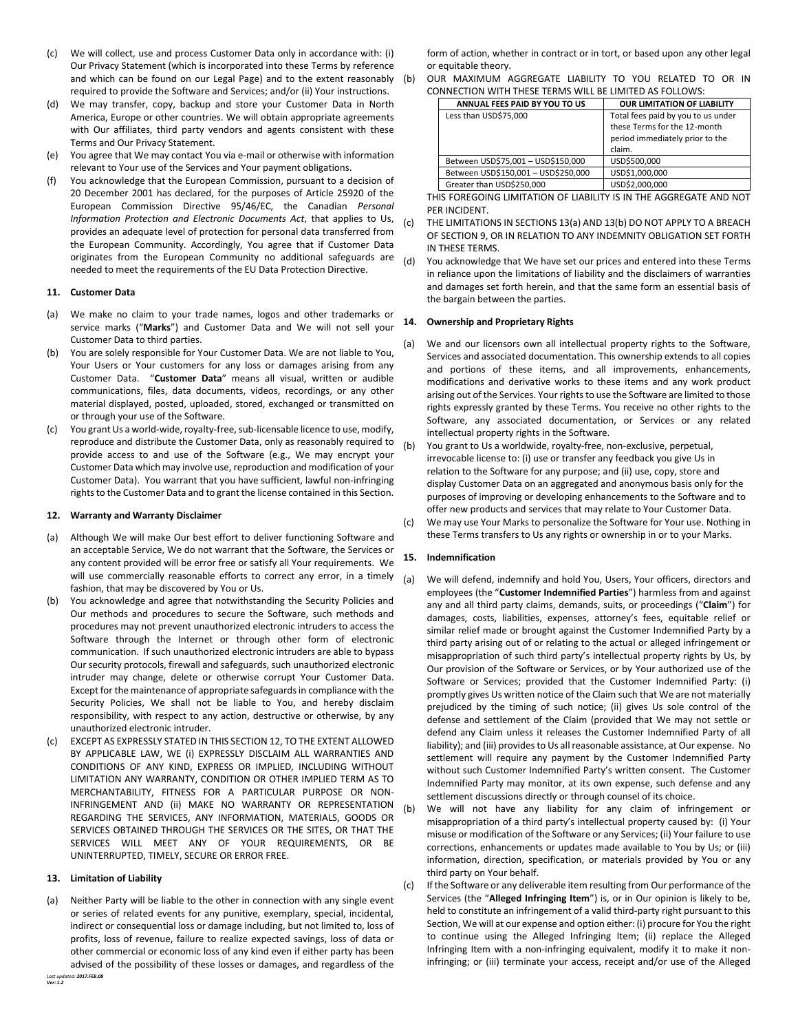(c) We will collect, use and process Customer Data only in accordance with: (i) Our Privacy Statement (which is incorporated into these Terms by reference and which can be found on our Legal Page) and to the extent reasonably required to provide the Software and Services; and/or (ii) Your instructions.

(d) We may transfer, copy, backup and store your Customer Data in North America, Europe or other countries. We will obtain appropriate agreements with Our affiliates, third party vendors and agents consistent with these Terms and Our Privacy Statement.

(e) You agree that We may contact You via e-mail or otherwise with information relevant to Your use of the Services and Your payment obligations.

(f) You acknowledge that the European Commission, pursuant to a decision of 20 December 2001 has declared, for the purposes of Article 25920 of the European Commission Directive 95/46/EC, the Canadian *Personal Information Protection and Electronic Documents Act*, that applies to Us, provides an adequate level of protection for personal data transferred from the European Community. Accordingly, You agree that if Customer Data originates from the European Community no additional safeguards are needed to meet the requirements of the EU Data Protection Directive.

### 11. Customer Data

(a) We make no claim to your trade names, logos and other trademarks or service marks ("**Marks**") and Customer Data and We will not sell your Customer Data to third parties.

(b) You are solely responsible for Your Customer Data. We are not liable to You, Your Users or Your customers for any loss or damages arising from any Customer Data. "**Customer Data**" means all visual, written or audible communications, files, data documents, videos, recordings, or any other material displayed, posted, uploaded, stored, exchanged or transmitted on or through your use of the Software.

(c) You grant Us a world-wide, royalty-free, sub-licensable licence to use, modify, reproduce and distribute the Customer Data, only as reasonably required to provide access to and use of the Software (e.g., We may encrypt your Customer Data which may involve use, reproduction and modification of your Customer Data). You warrant that you have sufficient, lawful non-infringing rights to the Customer Data and to grant the license contained in this Section.

### 12. Warranty and Warranty Disclaimer

(a) Although We will make Our best effort to deliver functioning Software and an acceptable Service, We do not warrant that the Software, the Services or any content provided will be error free or satisfy all Your requirements. We will use commercially reasonable efforts to correct any error, in a timely fashion, that may be discovered by You or Us.

(b) You acknowledge and agree that notwithstanding the Security Policies and Our methods and procedures to secure the Software, such methods and procedures may not prevent unauthorized electronic intruders to access the Software through the Internet or through other form of electronic communication. If such unauthorized electronic intruders are able to bypass Our security protocols, firewall and safeguards, such unauthorized electronic intruder may change, delete or otherwise corrupt Your Customer Data. Except for the maintenance of appropriate safeguards in compliance with the Security Policies, We shall not be liable to You, and hereby disclaim responsibility, with respect to any action, destructive or otherwise, by any unauthorized electronic intruder.

(c) EXCEPT AS EXPRESSLY STATED IN THIS SECTION 12, TO THE EXTENT ALLOWED BY APPLICABLE LAW, WE (i) EXPRESSLY DISCLAIM ALL WARRANTIES AND CONDITIONS OF ANY KIND, EXPRESS OR IMPLIED, INCLUDING WITHOUT LIMITATION ANY WARRANTY, CONDITION OR OTHER IMPLIED TERM AS TO MERCHANTABILITY, FITNESS FOR A PARTICULAR PURPOSE OR NON-INFRINGEMENT AND (ii) MAKE NO WARRANTY OR REPRESENTATION REGARDING THE SERVICES, ANY INFORMATION, MATERIALS, GOODS OR SERVICES OBTAINED THROUGH THE SERVICES OR THE SITES, OR THAT THE SERVICES WILL MEET ANY OF YOUR REQUIREMENTS, OR BE UNINTERRUPTED, TIMELY, SECURE OR ERROR FREE.

### 13. Limitation of Liability

(a) Neither Party will be liable to the other in connection with any single event or series of related events for any punitive, exemplary, special, incidental, indirect or consequential loss or damage including, but not limited to, loss of profits, loss of revenue, failure to realize expected savings, loss of data or other commercial or economic loss of any kind even if either party has been advised of the possibility of these losses or damages, and regardless of the form of action, whether in contract or in tort, or based upon any other legal or equitable theory.

(b) OUR MAXIMUM AGGREGATE LIABILITY TO YOU RELATED TO OR IN CONNECTION WITH THESE TERMS WILL BE LIMITED AS FOLLOWS:

| ANNUAL FEES PAID BY YOU TO US | OUR LIMITATION OF LIABILITY |
|---|---|
| Less than USD$75,000 | Total fees paid by you to us under these Terms for the 12-month period immediately prior to the claim. |
| Between USD$75,001 – USD$150,000 | USD$500,000 |
| Between USD$150,001 – USD$250,000 | USD$1,000,000 |
| Greater than USD$250,000 | USD$2,000,000 |

THIS FOREGOING LIMITATION OF LIABILITY IS IN THE AGGREGATE AND NOT PER INCIDENT.

(c) THE LIMITATIONS IN SECTIONS 13(a) AND 13(b) DO NOT APPLY TO A BREACH OF SECTION 9, OR IN RELATION TO ANY INDEMNITY OBLIGATION SET FORTH IN THESE TERMS.

(d) You acknowledge that We have set our prices and entered into these Terms in reliance upon the limitations of liability and the disclaimers of warranties and damages set forth herein, and that the same form an essential basis of the bargain between the parties.

### 14. Ownership and Proprietary Rights

(a) We and our licensors own all intellectual property rights to the Software, Services and associated documentation. This ownership extends to all copies and portions of these items, and all improvements, enhancements, modifications and derivative works to these items and any work product arising out of the Services. Your rights to use the Software are limited to those rights expressly granted by these Terms. You receive no other rights to the Software, any associated documentation, or Services or any related intellectual property rights in the Software.

(b) You grant to Us a worldwide, royalty-free, non-exclusive, perpetual, irrevocable license to: (i) use or transfer any feedback you give Us in relation to the Software for any purpose; and (ii) use, copy, store and display Customer Data on an aggregated and anonymous basis only for the purposes of improving or developing enhancements to the Software and to offer new products and services that may relate to Your Customer Data.

(c) We may use Your Marks to personalize the Software for Your use. Nothing in these Terms transfers to Us any rights or ownership in or to your Marks.

### 15. Indemnification

(a) We will defend, indemnify and hold You, Users, Your officers, directors and employees (the "**Customer Indemnified Parties**") harmless from and against any and all third party claims, demands, suits, or proceedings ("**Claim**") for damages, costs, liabilities, expenses, attorney's fees, equitable relief or similar relief made or brought against the Customer Indemnified Party by a third party arising out of or relating to the actual or alleged infringement or misappropriation of such third party's intellectual property rights by Us, by Our provision of the Software or Services, or by Your authorized use of the Software or Services; provided that the Customer Indemnified Party: (i) promptly gives Us written notice of the Claim such that We are not materially prejudiced by the timing of such notice; (ii) gives Us sole control of the defense and settlement of the Claim (provided that We may not settle or defend any Claim unless it releases the Customer Indemnified Party of all liability); and (iii) provides to Us all reasonable assistance, at Our expense. No settlement will require any payment by the Customer Indemnified Party without such Customer Indemnified Party's written consent. The Customer Indemnified Party may monitor, at its own expense, such defense and any settlement discussions directly or through counsel of its choice.

(b) We will not have any liability for any claim of infringement or misappropriation of a third party's intellectual property caused by: (i) Your misuse or modification of the Software or any Services; (ii) Your failure to use corrections, enhancements or updates made available to You by Us; or (iii) information, direction, specification, or materials provided by You or any third party on Your behalf.

(c) If the Software or any deliverable item resulting from Our performance of the Services (the "**Alleged Infringing Item**") is, or in Our opinion is likely to be, held to constitute an infringement of a valid third-party right pursuant to this Section, We will at our expense and option either: (i) procure for You the right to continue using the Alleged Infringing Item; (ii) replace the Alleged Infringing Item with a non-infringing equivalent, modify it to make it non-infringing; or (iii) terminate your access, receipt and/or use of the Alleged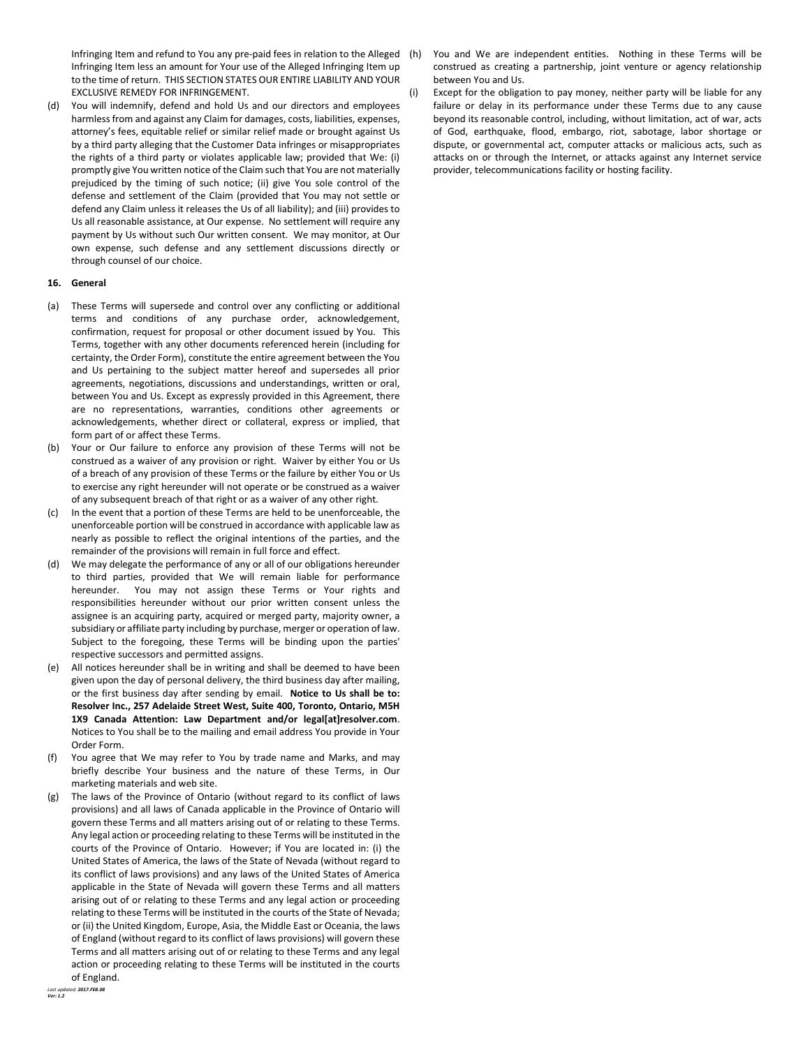Infringing Item and refund to You any pre-paid fees in relation to the Alleged Infringing Item less an amount for Your use of the Alleged Infringing Item up to the time of return. THIS SECTION STATES OUR ENTIRE LIABILITY AND YOUR EXCLUSIVE REMEDY FOR INFRINGEMENT.

(d) You will indemnify, defend and hold Us and our directors and employees harmless from and against any Claim for damages, costs, liabilities, expenses, attorney's fees, equitable relief or similar relief made or brought against Us by a third party alleging that the Customer Data infringes or misappropriates the rights of a third party or violates applicable law; provided that We: (i) promptly give You written notice of the Claim such that You are not materially prejudiced by the timing of such notice; (ii) give You sole control of the defense and settlement of the Claim (provided that You may not settle or defend any Claim unless it releases the Us of all liability); and (iii) provides to Us all reasonable assistance, at Our expense. No settlement will require any payment by Us without such Our written consent. We may monitor, at Our own expense, such defense and any settlement discussions directly or through counsel of our choice.

### 16. General

(a) These Terms will supersede and control over any conflicting or additional terms and conditions of any purchase order, acknowledgement, confirmation, request for proposal or other document issued by You. This Terms, together with any other documents referenced herein (including for certainty, the Order Form), constitute the entire agreement between the You and Us pertaining to the subject matter hereof and supersedes all prior agreements, negotiations, discussions and understandings, written or oral, between You and Us. Except as expressly provided in this Agreement, there are no representations, warranties, conditions other agreements or acknowledgements, whether direct or collateral, express or implied, that form part of or affect these Terms.

(b) Your or Our failure to enforce any provision of these Terms will not be construed as a waiver of any provision or right. Waiver by either You or Us of a breach of any provision of these Terms or the failure by either You or Us to exercise any right hereunder will not operate or be construed as a waiver of any subsequent breach of that right or as a waiver of any other right.

(c) In the event that a portion of these Terms are held to be unenforceable, the unenforceable portion will be construed in accordance with applicable law as nearly as possible to reflect the original intentions of the parties, and the remainder of the provisions will remain in full force and effect.

(d) We may delegate the performance of any or all of our obligations hereunder to third parties, provided that We will remain liable for performance hereunder. You may not assign these Terms or Your rights and responsibilities hereunder without our prior written consent unless the assignee is an acquiring party, acquired or merged party, majority owner, a subsidiary or affiliate party including by purchase, merger or operation of law. Subject to the foregoing, these Terms will be binding upon the parties' respective successors and permitted assigns.

(e) All notices hereunder shall be in writing and shall be deemed to have been given upon the day of personal delivery, the third business day after mailing, or the first business day after sending by email. **Notice to Us shall be to: Resolver Inc., 257 Adelaide Street West, Suite 400, Toronto, Ontario, M5H 1X9 Canada Attention: Law Department and/or legal[at]resolver.com**. Notices to You shall be to the mailing and email address You provide in Your Order Form.

(f) You agree that We may refer to You by trade name and Marks, and may briefly describe Your business and the nature of these Terms, in Our marketing materials and web site.

(g) The laws of the Province of Ontario (without regard to its conflict of laws provisions) and all laws of Canada applicable in the Province of Ontario will govern these Terms and all matters arising out of or relating to these Terms. Any legal action or proceeding relating to these Terms will be instituted in the courts of the Province of Ontario. However; if You are located in: (i) the United States of America, the laws of the State of Nevada (without regard to its conflict of laws provisions) and any laws of the United States of America applicable in the State of Nevada will govern these Terms and all matters arising out of or relating to these Terms and any legal action or proceeding relating to these Terms will be instituted in the courts of the State of Nevada; or (ii) the United Kingdom, Europe, Asia, the Middle East or Oceania, the laws of England (without regard to its conflict of laws provisions) will govern these Terms and all matters arising out of or relating to these Terms and any legal action or proceeding relating to these Terms will be instituted in the courts of England.

(h) You and We are independent entities. Nothing in these Terms will be construed as creating a partnership, joint venture or agency relationship between You and Us.

(i) Except for the obligation to pay money, neither party will be liable for any failure or delay in its performance under these Terms due to any cause beyond its reasonable control, including, without limitation, act of war, acts of God, earthquake, flood, embargo, riot, sabotage, labor shortage or dispute, or governmental act, computer attacks or malicious acts, such as attacks on or through the Internet, or attacks against any Internet service provider, telecommunications facility or hosting facility.

*Last updated:* ***2017.FEB.08***
***Ver: 1.2***